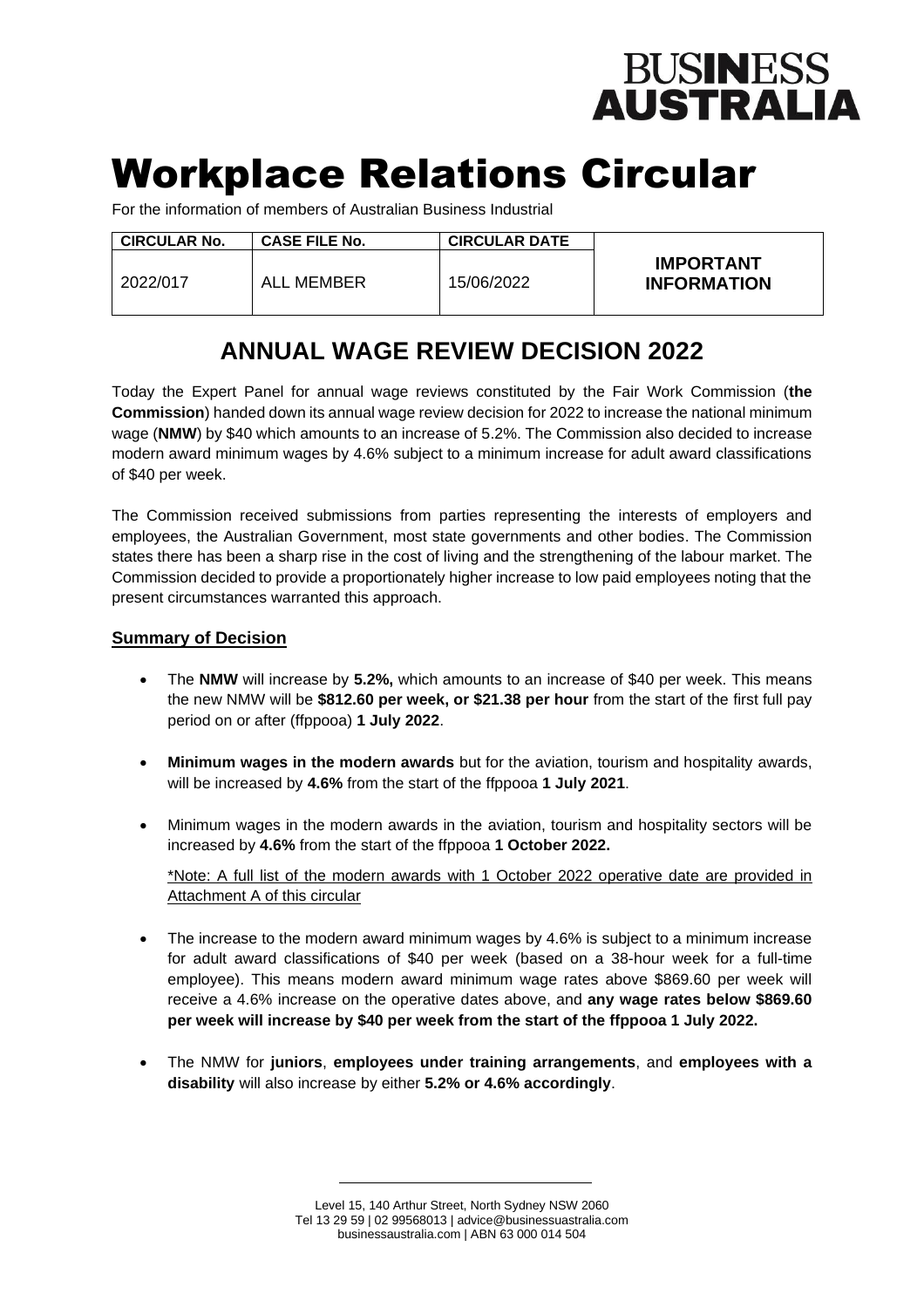# Workplace Relations Circular

For the information of members of Australian Business Industrial

| CIRCULAR No. | CASE FILE No. | CIRCULAR DATE | IMPORTANT INFORMATION |
| --- | --- | --- | --- |
| 2022/017 | ALL MEMBER | 15/06/2022 | |

## ANNUAL WAGE REVIEW DECISION 2022

Today the Expert Panel for annual wage reviews constituted by the Fair Work Commission (**the Commission**) handed down its annual wage review decision for 2022 to increase the national minimum wage (**NMW**) by $40 which amounts to an increase of 5.2%. The Commission also decided to increase modern award minimum wages by 4.6% subject to a minimum increase for adult award classifications of $40 per week.

The Commission received submissions from parties representing the interests of employers and employees, the Australian Government, most state governments and other bodies. The Commission states there has been a sharp rise in the cost of living and the strengthening of the labour market. The Commission decided to provide a proportionately higher increase to low paid employees noting that the present circumstances warranted this approach.

### Summary of Decision

- The **NMW** will increase by **5.2%,** which amounts to an increase of $40 per week. This means the new NMW will be **$812.60 per week, or $21.38 per hour** from the start of the first full pay period on or after (ffppooa) **1 July 2022**.

- **Minimum wages in the modern awards** but for the aviation, tourism and hospitality awards, will be increased by **4.6%** from the start of the ffppooa **1 July 2021**.

- Minimum wages in the modern awards in the aviation, tourism and hospitality sectors will be increased by **4.6%** from the start of the ffppooa **1 October 2022.**

  *Note: A full list of the modern awards with 1 October 2022 operative date are provided in Attachment A of this circular

- The increase to the modern award minimum wages by 4.6% is subject to a minimum increase for adult award classifications of $40 per week (based on a 38-hour week for a full-time employee). This means modern award minimum wage rates above $869.60 per week will receive a 4.6% increase on the operative dates above, and **any wage rates below $869.60 per week will increase by $40 per week from the start of the ffppooa 1 July 2022.**

- The NMW for **juniors**, **employees under training arrangements**, and **employees with a disability** will also increase by either **5.2% or 4.6% accordingly**.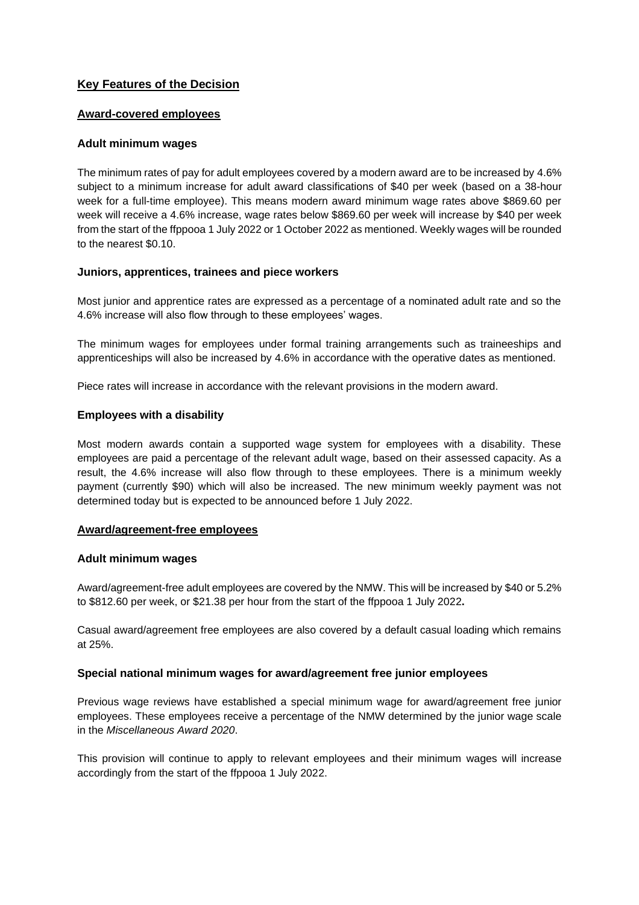## Key Features of the Decision

### Award-covered employees

#### Adult minimum wages

The minimum rates of pay for adult employees covered by a modern award are to be increased by 4.6% subject to a minimum increase for adult award classifications of $40 per week (based on a 38-hour week for a full-time employee). This means modern award minimum wage rates above $869.60 per week will receive a 4.6% increase, wage rates below $869.60 per week will increase by $40 per week from the start of the ffppooa 1 July 2022 or 1 October 2022 as mentioned. Weekly wages will be rounded to the nearest $0.10.

#### Juniors, apprentices, trainees and piece workers

Most junior and apprentice rates are expressed as a percentage of a nominated adult rate and so the 4.6% increase will also flow through to these employees' wages.

The minimum wages for employees under formal training arrangements such as traineeships and apprenticeships will also be increased by 4.6% in accordance with the operative dates as mentioned.

Piece rates will increase in accordance with the relevant provisions in the modern award.

#### Employees with a disability

Most modern awards contain a supported wage system for employees with a disability. These employees are paid a percentage of the relevant adult wage, based on their assessed capacity. As a result, the 4.6% increase will also flow through to these employees. There is a minimum weekly payment (currently $90) which will also be increased. The new minimum weekly payment was not determined today but is expected to be announced before 1 July 2022.

### Award/agreement-free employees

#### Adult minimum wages

Award/agreement-free adult employees are covered by the NMW. This will be increased by $40 or 5.2% to $812.60 per week, or $21.38 per hour from the start of the ffppooa 1 July 2022**.**

Casual award/agreement free employees are also covered by a default casual loading which remains at 25%.

#### Special national minimum wages for award/agreement free junior employees

Previous wage reviews have established a special minimum wage for award/agreement free junior employees. These employees receive a percentage of the NMW determined by the junior wage scale in the *Miscellaneous Award 2020*.

This provision will continue to apply to relevant employees and their minimum wages will increase accordingly from the start of the ffppooa 1 July 2022.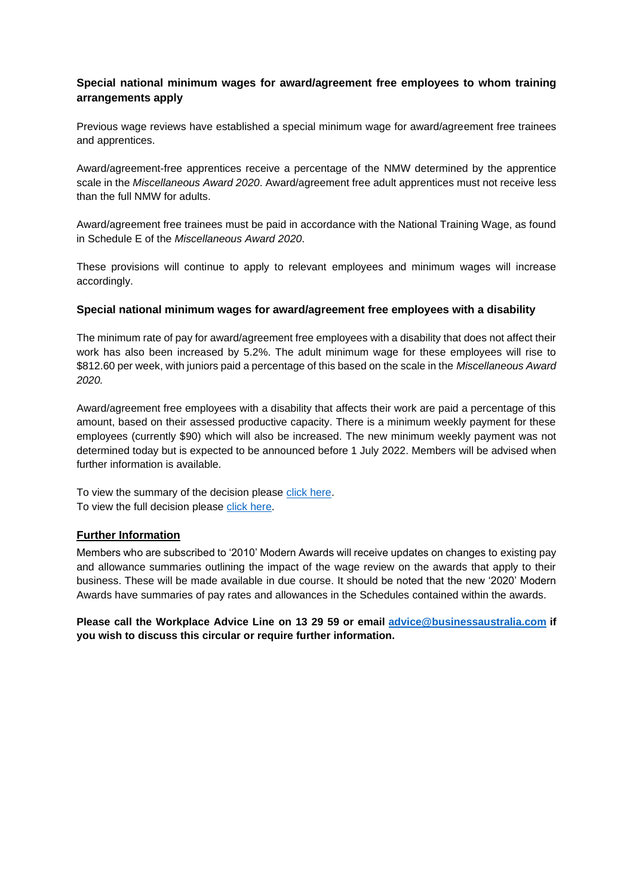**Special national minimum wages for award/agreement free employees to whom training arrangements apply**

Previous wage reviews have established a special minimum wage for award/agreement free trainees and apprentices.

Award/agreement-free apprentices receive a percentage of the NMW determined by the apprentice scale in the *Miscellaneous Award 2020*. Award/agreement free adult apprentices must not receive less than the full NMW for adults.

Award/agreement free trainees must be paid in accordance with the National Training Wage, as found in Schedule E of the *Miscellaneous Award 2020*.

These provisions will continue to apply to relevant employees and minimum wages will increase accordingly.

**Special national minimum wages for award/agreement free employees with a disability**

The minimum rate of pay for award/agreement free employees with a disability that does not affect their work has also been increased by 5.2%. The adult minimum wage for these employees will rise to $812.60 per week, with juniors paid a percentage of this based on the scale in the *Miscellaneous Award 2020.*

Award/agreement free employees with a disability that affects their work are paid a percentage of this amount, based on their assessed productive capacity. There is a minimum weekly payment for these employees (currently $90) which will also be increased. The new minimum weekly payment was not determined today but is expected to be announced before 1 July 2022. Members will be advised when further information is available.

To view the summary of the decision please click here.
To view the full decision please click here.

**Further Information**

Members who are subscribed to '2010' Modern Awards will receive updates on changes to existing pay and allowance summaries outlining the impact of the wage review on the awards that apply to their business. These will be made available in due course. It should be noted that the new '2020' Modern Awards have summaries of pay rates and allowances in the Schedules contained within the awards.

**Please call the Workplace Advice Line on 13 29 59 or email advice@businessaustralia.com if you wish to discuss this circular or require further information.**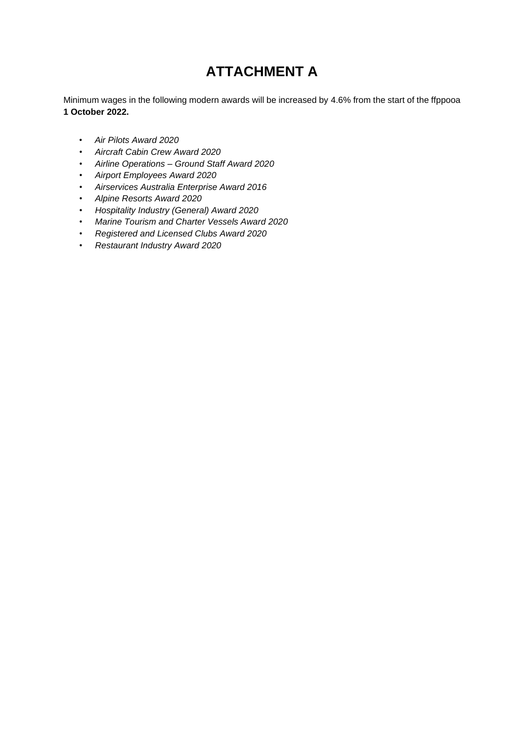# ATTACHMENT A

Minimum wages in the following modern awards will be increased by 4.6% from the start of the ffppooa **1 October 2022.**

- *Air Pilots Award 2020*
- *Aircraft Cabin Crew Award 2020*
- *Airline Operations – Ground Staff Award 2020*
- *Airport Employees Award 2020*
- *Airservices Australia Enterprise Award 2016*
- *Alpine Resorts Award 2020*
- *Hospitality Industry (General) Award 2020*
- *Marine Tourism and Charter Vessels Award 2020*
- *Registered and Licensed Clubs Award 2020*
- *Restaurant Industry Award 2020*